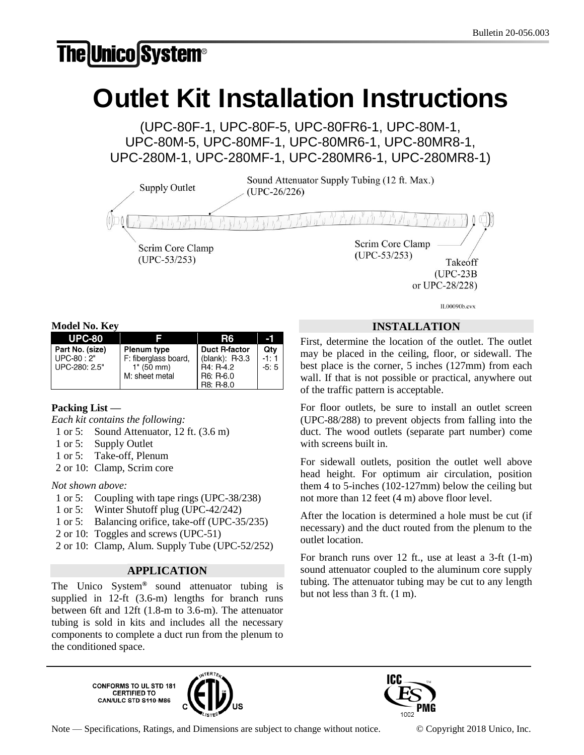Bulletin 20-056.003

# Outlet Kit Installation Instructions

(UPC-80F-1, UPC-80F-5, UPC-80FR6-1, UPC-80M-1, UPC-80M-5, UPC-80MF-1, UPC-80MR6-1, UPC-80MR8-1, UPC-280M-1, UPC-280MF-1, UPC-280MR6-1, UPC-280MR8-1)

Supply Outlet

Sound Attenuator Supply Tubing (12 ft. Max.) (UPC-26/226)

Scrim Core Clamp (UPC-53/253)

Scrim Core Clamp (UPC-53/253)

Takeoff (UPC-23B or UPC-28/228)

IL00090b.cvx

**Model No. Key**

| UPC-80 | F | R6 | -1 |
|---|---|---|---|
| Part No. (size)<br>UPC-80 : 2"<br>UPC-280: 2.5" | Plenum type<br>F: fiberglass board, 1" (50 mm)<br>M: sheet metal | Duct R-factor<br>(blank): R-3.3<br>R4: R-4.2<br>R6: R-6.0<br>R8: R-8.0 | Qty<br>-1: 1<br>-5: 5 |

**Packing List —**

*Each kit contains the following:*

- 1 or 5: Sound Attenuator, 12 ft. (3.6 m)
- 1 or 5: Supply Outlet
- 1 or 5: Take-off, Plenum
- 2 or 10: Clamp, Scrim core

*Not shown above:*

- 1 or 5: Coupling with tape rings (UPC-38/238)
- 1 or 5: Winter Shutoff plug (UPC-42/242)
- 1 or 5: Balancing orifice, take-off (UPC-35/235)
- 2 or 10: Toggles and screws (UPC-51)
- 2 or 10: Clamp, Alum. Supply Tube (UPC-52/252)

## APPLICATION

The Unico System® sound attenuator tubing is supplied in 12-ft (3.6-m) lengths for branch runs between 6ft and 12ft (1.8-m to 3.6-m). The attenuator tubing is sold in kits and includes all the necessary components to complete a duct run from the plenum to the conditioned space.

## INSTALLATION

First, determine the location of the outlet. The outlet may be placed in the ceiling, floor, or sidewall. The best place is the corner, 5 inches (127mm) from each wall. If that is not possible or practical, anywhere out of the traffic pattern is acceptable.

For floor outlets, be sure to install an outlet screen (UPC-88/288) to prevent objects from falling into the duct. The wood outlets (separate part number) come with screens built in.

For sidewall outlets, position the outlet well above head height. For optimum air circulation, position them 4 to 5-inches (102-127mm) below the ceiling but not more than 12 feet (4 m) above floor level.

After the location is determined a hole must be cut (if necessary) and the duct routed from the plenum to the outlet location.

For branch runs over 12 ft., use at least a 3-ft (1-m) sound attenuator coupled to the aluminum core supply tubing. The attenuator tubing may be cut to any length but not less than 3 ft. (1 m).

CONFORMS TO UL STD 181
CERTIFIED TO
CAN/ULC STD S110-M86

Note — Specifications, Ratings, and Dimensions are subject to change without notice. © Copyright 2018 Unico, Inc.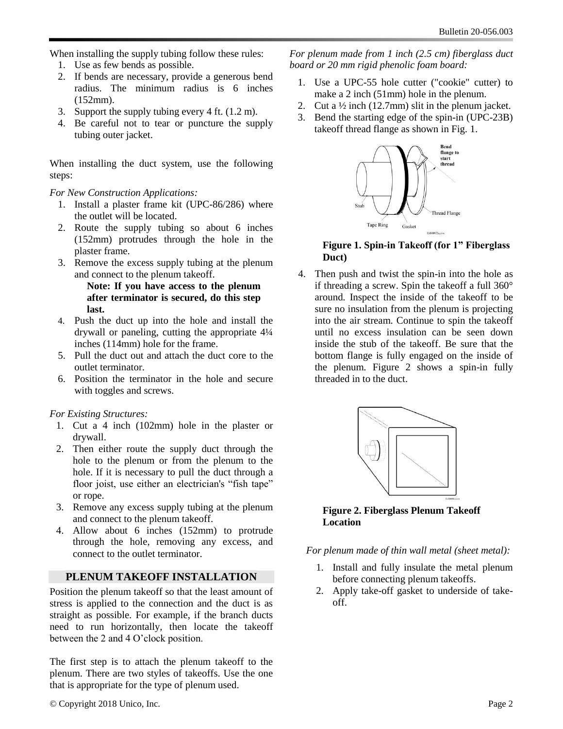When installing the supply tubing follow these rules:

1. Use as few bends as possible.
2. If bends are necessary, provide a generous bend radius. The minimum radius is 6 inches (152mm).
3. Support the supply tubing every 4 ft. (1.2 m).
4. Be careful not to tear or puncture the supply tubing outer jacket.

When installing the duct system, use the following steps:

*For New Construction Applications:*

1. Install a plaster frame kit (UPC-86/286) where the outlet will be located.
2. Route the supply tubing so about 6 inches (152mm) protrudes through the hole in the plaster frame.
3. Remove the excess supply tubing at the plenum and connect to the plenum takeoff.

   **Note: If you have access to the plenum after terminator is secured, do this step last.**
4. Push the duct up into the hole and install the drywall or paneling, cutting the appropriate 4¼ inches (114mm) hole for the frame.
5. Pull the duct out and attach the duct core to the outlet terminator.
6. Position the terminator in the hole and secure with toggles and screws.

*For Existing Structures:*

1. Cut a 4 inch (102mm) hole in the plaster or drywall.
2. Then either route the supply duct through the hole to the plenum or from the plenum to the hole. If it is necessary to pull the duct through a floor joist, use either an electrician's "fish tape" or rope.
3. Remove any excess supply tubing at the plenum and connect to the plenum takeoff.
4. Allow about 6 inches (152mm) to protrude through the hole, removing any excess, and connect to the outlet terminator.

## PLENUM TAKEOFF INSTALLATION

Position the plenum takeoff so that the least amount of stress is applied to the connection and the duct is as straight as possible. For example, if the branch ducts need to run horizontally, then locate the takeoff between the 2 and 4 O'clock position.

The first step is to attach the plenum takeoff to the plenum. There are two styles of takeoffs. Use the one that is appropriate for the type of plenum used.

*For plenum made from 1 inch (2.5 cm) fiberglass duct board or 20 mm rigid phenolic foam board:*

1. Use a UPC-55 hole cutter ("cookie" cutter) to make a 2 inch (51mm) hole in the plenum.
2. Cut a ½ inch (12.7mm) slit in the plenum jacket.
3. Bend the starting edge of the spin-in (UPC-23B) takeoff thread flange as shown in Fig. 1.

**Figure 1. Spin-in Takeoff (for 1" Fiberglass Duct)**

4. Then push and twist the spin-in into the hole as if threading a screw. Spin the takeoff a full 360° around. Inspect the inside of the takeoff to be sure no insulation from the plenum is projecting into the air stream. Continue to spin the takeoff until no excess insulation can be seen down inside the stub of the takeoff. Be sure that the bottom flange is fully engaged on the inside of the plenum. Figure 2 shows a spin-in fully threaded in to the duct.

**Figure 2. Fiberglass Plenum Takeoff Location**

*For plenum made of thin wall metal (sheet metal):*

1. Install and fully insulate the metal plenum before connecting plenum takeoffs.
2. Apply take-off gasket to underside of take-off.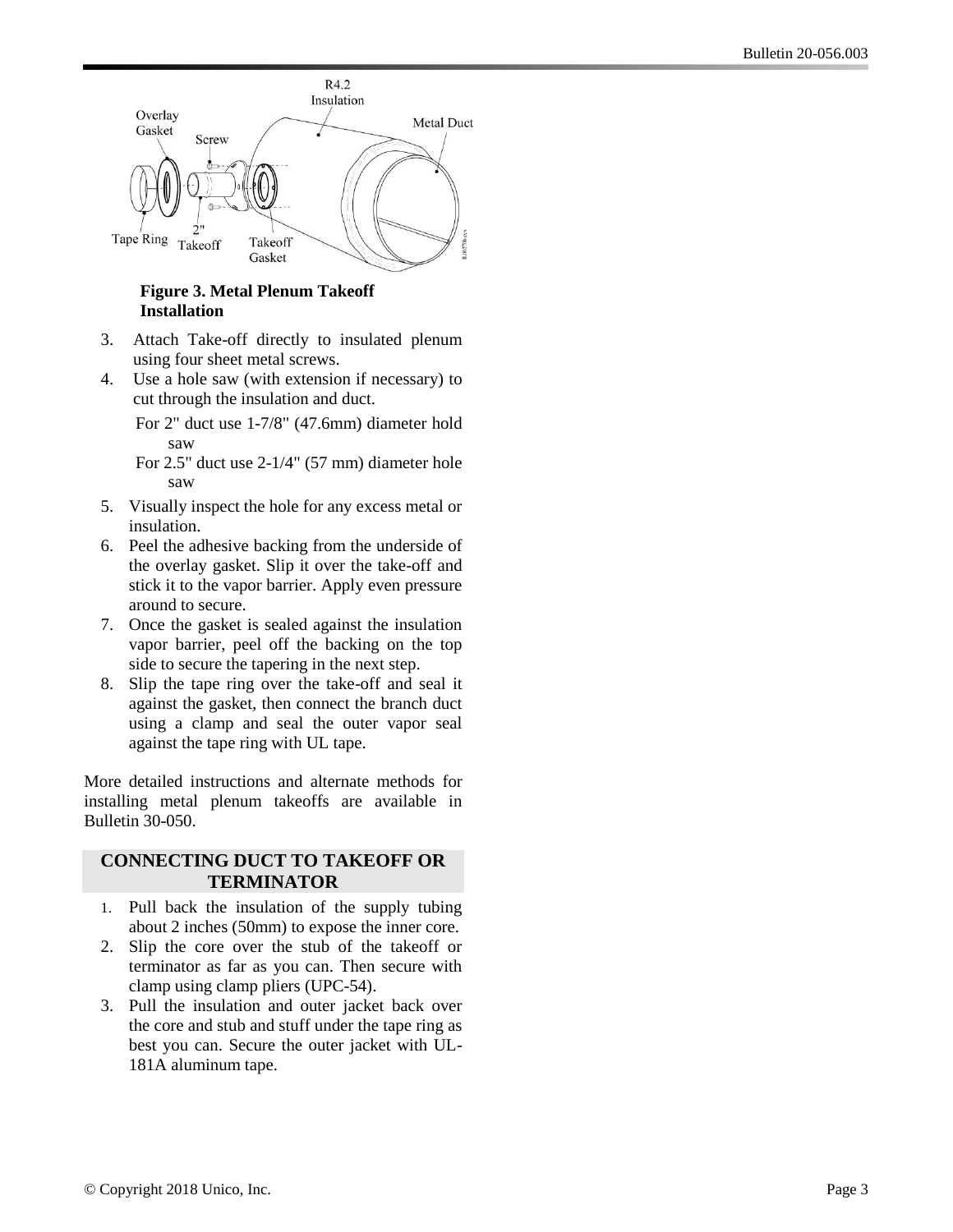R4.2
Insulation

Overlay
Gasket

Screw

Metal Duct

Tape Ring

2"
Takeoff

Takeoff
Gasket

**Figure 3. Metal Plenum Takeoff Installation**

3. Attach Take-off directly to insulated plenum using four sheet metal screws.
4. Use a hole saw (with extension if necessary) to cut through the insulation and duct.

   For 2" duct use 1-7/8" (47.6mm) diameter hold saw

   For 2.5" duct use 2-1/4" (57 mm) diameter hole saw
5. Visually inspect the hole for any excess metal or insulation.
6. Peel the adhesive backing from the underside of the overlay gasket. Slip it over the take-off and stick it to the vapor barrier. Apply even pressure around to secure.
7. Once the gasket is sealed against the insulation vapor barrier, peel off the backing on the top side to secure the tapering in the next step.
8. Slip the tape ring over the take-off and seal it against the gasket, then connect the branch duct using a clamp and seal the outer vapor seal against the tape ring with UL tape.

More detailed instructions and alternate methods for installing metal plenum takeoffs are available in Bulletin 30-050.

## CONNECTING DUCT TO TAKEOFF OR TERMINATOR

1. Pull back the insulation of the supply tubing about 2 inches (50mm) to expose the inner core.
2. Slip the core over the stub of the takeoff or terminator as far as you can. Then secure with clamp using clamp pliers (UPC-54).
3. Pull the insulation and outer jacket back over the core and stub and stuff under the tape ring as best you can. Secure the outer jacket with UL-181A aluminum tape.